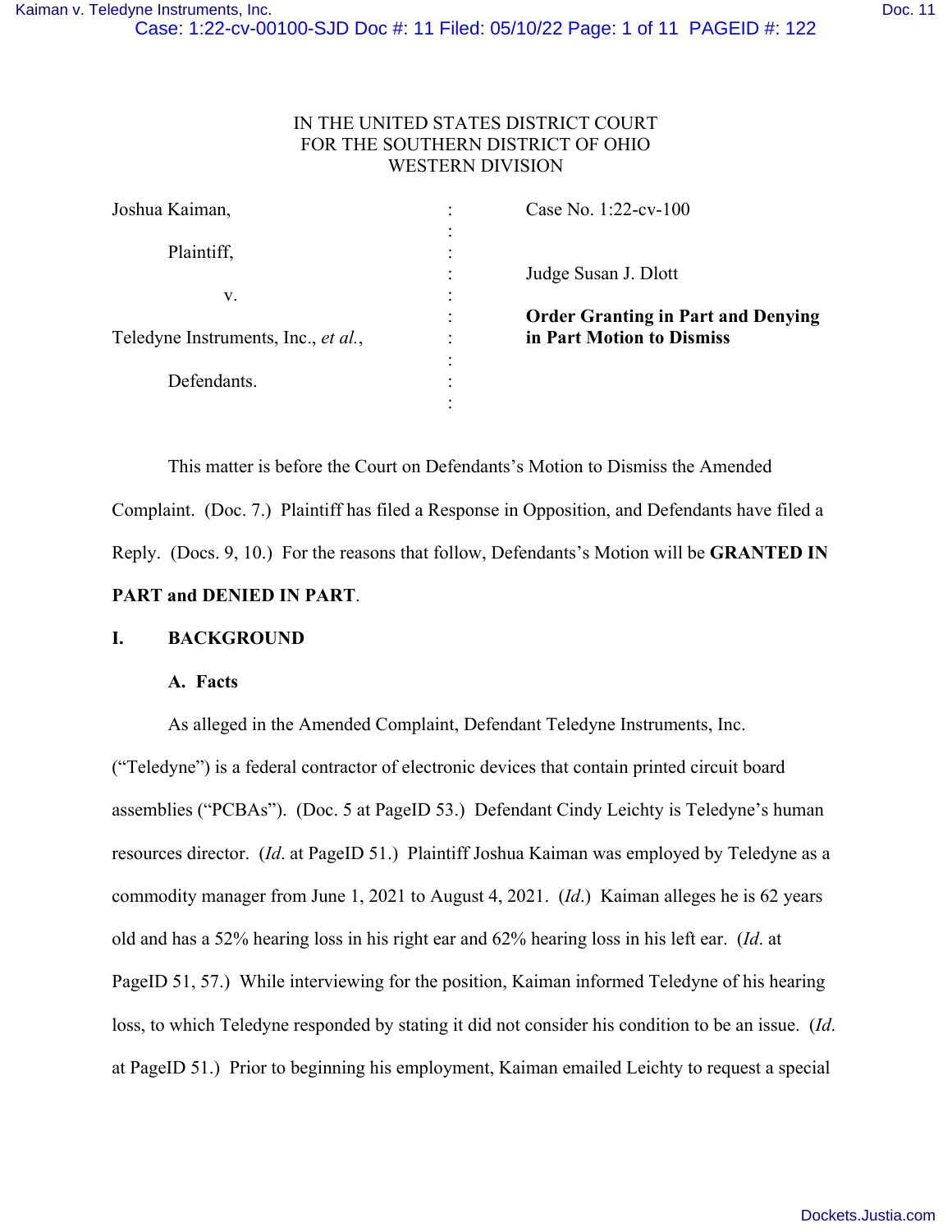IN THE UNITED STATES DISTRICT COURT
FOR THE SOUTHERN DISTRICT OF OHIO
WESTERN DIVISION

| | | |
|---|---|---|
| Joshua Kaiman, | : | Case No. 1:22-cv-100 |
| Plaintiff, | : | Judge Susan J. Dlott |
| v. | : | |
| Teledyne Instruments, Inc., *et al.*, | : | **Order Granting in Part and Denying in Part Motion to Dismiss** |
| Defendants. | : | |

This matter is before the Court on Defendants's Motion to Dismiss the Amended Complaint. (Doc. 7.) Plaintiff has filed a Response in Opposition, and Defendants have filed a Reply. (Docs. 9, 10.) For the reasons that follow, Defendants's Motion will be **GRANTED IN PART and DENIED IN PART**.

## I. BACKGROUND

### A. Facts

As alleged in the Amended Complaint, Defendant Teledyne Instruments, Inc. ("Teledyne") is a federal contractor of electronic devices that contain printed circuit board assemblies ("PCBAs"). (Doc. 5 at PageID 53.) Defendant Cindy Leichty is Teledyne's human resources director. (*Id*. at PageID 51.) Plaintiff Joshua Kaiman was employed by Teledyne as a commodity manager from June 1, 2021 to August 4, 2021. (*Id*.) Kaiman alleges he is 62 years old and has a 52% hearing loss in his right ear and 62% hearing loss in his left ear. (*Id*. at PageID 51, 57.) While interviewing for the position, Kaiman informed Teledyne of his hearing loss, to which Teledyne responded by stating it did not consider his condition to be an issue. (*Id*. at PageID 51.) Prior to beginning his employment, Kaiman emailed Leichty to request a special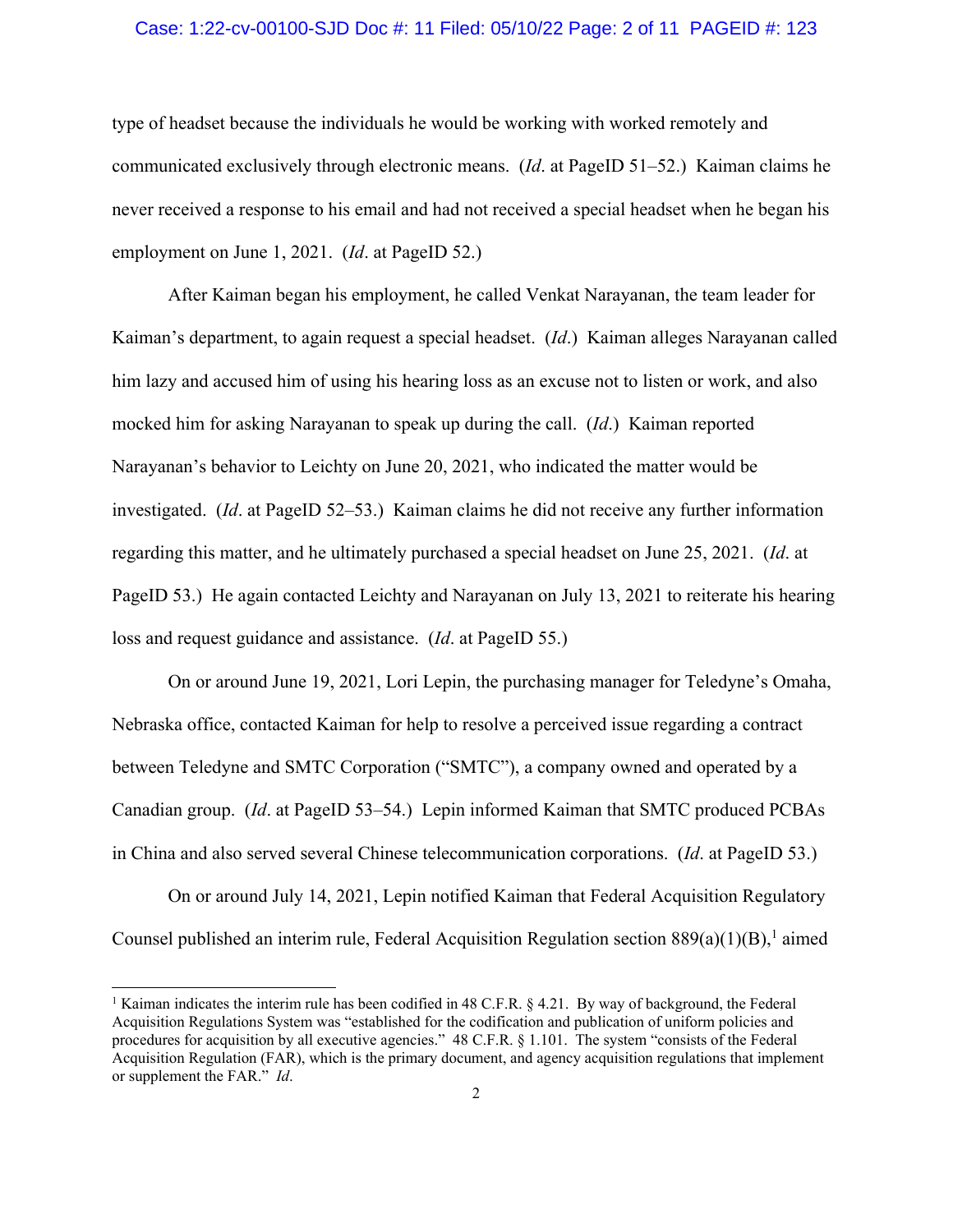type of headset because the individuals he would be working with worked remotely and communicated exclusively through electronic means. (*Id*. at PageID 51–52.) Kaiman claims he never received a response to his email and had not received a special headset when he began his employment on June 1, 2021. (*Id*. at PageID 52.)

After Kaiman began his employment, he called Venkat Narayanan, the team leader for Kaiman's department, to again request a special headset. (*Id*.) Kaiman alleges Narayanan called him lazy and accused him of using his hearing loss as an excuse not to listen or work, and also mocked him for asking Narayanan to speak up during the call. (*Id*.) Kaiman reported Narayanan's behavior to Leichty on June 20, 2021, who indicated the matter would be investigated. (*Id*. at PageID 52–53.) Kaiman claims he did not receive any further information regarding this matter, and he ultimately purchased a special headset on June 25, 2021. (*Id*. at PageID 53.) He again contacted Leichty and Narayanan on July 13, 2021 to reiterate his hearing loss and request guidance and assistance. (*Id*. at PageID 55.)

On or around June 19, 2021, Lori Lepin, the purchasing manager for Teledyne's Omaha, Nebraska office, contacted Kaiman for help to resolve a perceived issue regarding a contract between Teledyne and SMTC Corporation ("SMTC"), a company owned and operated by a Canadian group. (*Id*. at PageID 53–54.) Lepin informed Kaiman that SMTC produced PCBAs in China and also served several Chinese telecommunication corporations. (*Id*. at PageID 53.)

On or around July 14, 2021, Lepin notified Kaiman that Federal Acquisition Regulatory Counsel published an interim rule, Federal Acquisition Regulation section 889(a)(1)(B),[1] aimed

---

[1] Kaiman indicates the interim rule has been codified in 48 C.F.R. § 4.21. By way of background, the Federal Acquisition Regulations System was "established for the codification and publication of uniform policies and procedures for acquisition by all executive agencies." 48 C.F.R. § 1.101. The system "consists of the Federal Acquisition Regulation (FAR), which is the primary document, and agency acquisition regulations that implement or supplement the FAR." *Id*.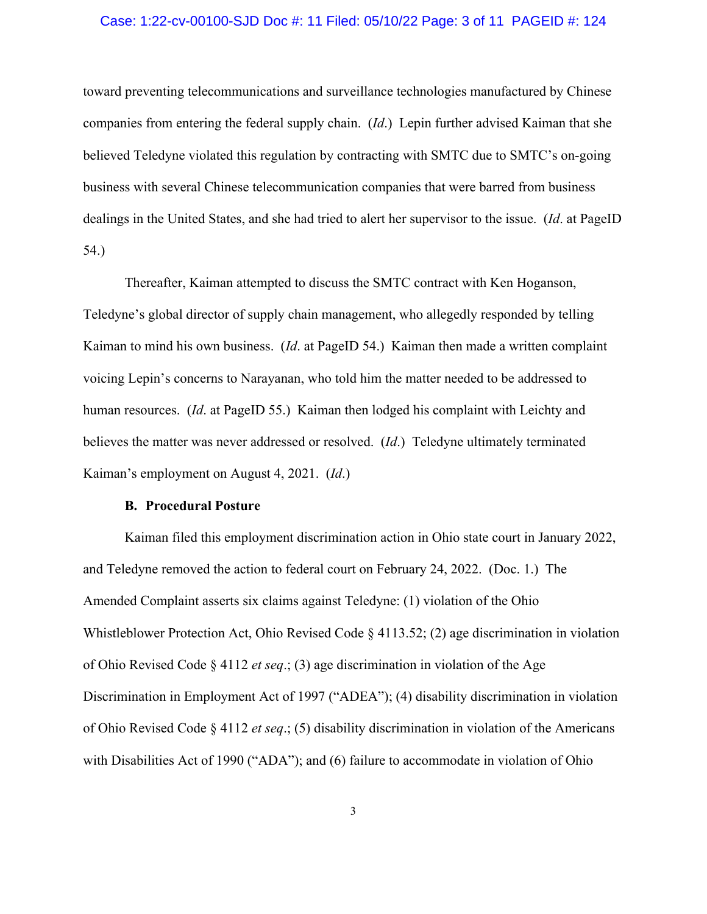toward preventing telecommunications and surveillance technologies manufactured by Chinese companies from entering the federal supply chain. (*Id*.) Lepin further advised Kaiman that she believed Teledyne violated this regulation by contracting with SMTC due to SMTC's on-going business with several Chinese telecommunication companies that were barred from business dealings in the United States, and she had tried to alert her supervisor to the issue. (*Id*. at PageID 54.)

Thereafter, Kaiman attempted to discuss the SMTC contract with Ken Hoganson, Teledyne's global director of supply chain management, who allegedly responded by telling Kaiman to mind his own business. (*Id*. at PageID 54.) Kaiman then made a written complaint voicing Lepin's concerns to Narayanan, who told him the matter needed to be addressed to human resources. (*Id*. at PageID 55.) Kaiman then lodged his complaint with Leichty and believes the matter was never addressed or resolved. (*Id*.) Teledyne ultimately terminated Kaiman's employment on August 4, 2021. (*Id*.)

### B. Procedural Posture

Kaiman filed this employment discrimination action in Ohio state court in January 2022, and Teledyne removed the action to federal court on February 24, 2022. (Doc. 1.) The Amended Complaint asserts six claims against Teledyne: (1) violation of the Ohio Whistleblower Protection Act, Ohio Revised Code § 4113.52; (2) age discrimination in violation of Ohio Revised Code § 4112 *et seq*.; (3) age discrimination in violation of the Age Discrimination in Employment Act of 1997 ("ADEA"); (4) disability discrimination in violation of Ohio Revised Code § 4112 *et seq*.; (5) disability discrimination in violation of the Americans with Disabilities Act of 1990 ("ADA"); and (6) failure to accommodate in violation of Ohio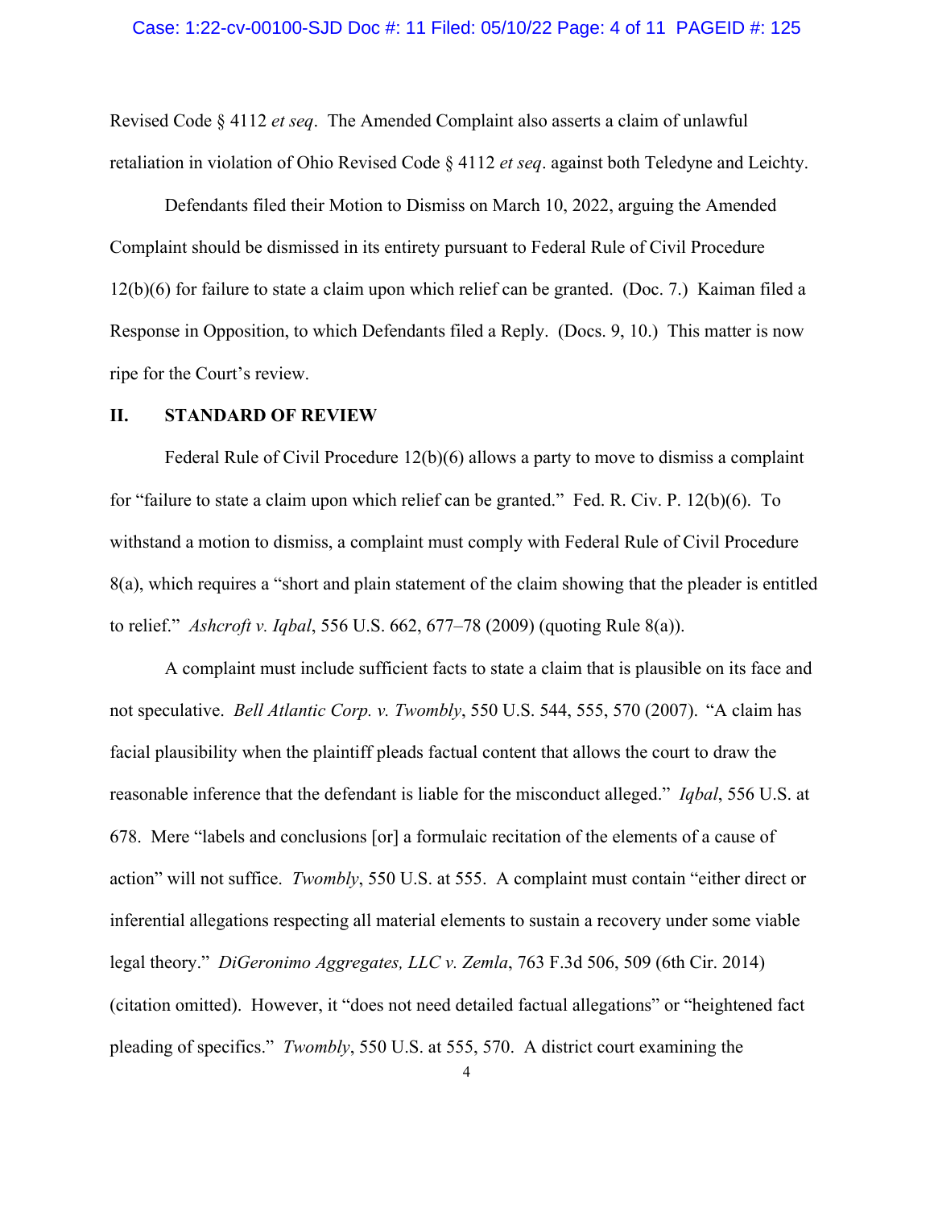Revised Code § 4112 *et seq*. The Amended Complaint also asserts a claim of unlawful retaliation in violation of Ohio Revised Code § 4112 *et seq*. against both Teledyne and Leichty.

Defendants filed their Motion to Dismiss on March 10, 2022, arguing the Amended Complaint should be dismissed in its entirety pursuant to Federal Rule of Civil Procedure 12(b)(6) for failure to state a claim upon which relief can be granted. (Doc. 7.) Kaiman filed a Response in Opposition, to which Defendants filed a Reply. (Docs. 9, 10.) This matter is now ripe for the Court's review.

## II. STANDARD OF REVIEW

Federal Rule of Civil Procedure 12(b)(6) allows a party to move to dismiss a complaint for "failure to state a claim upon which relief can be granted." Fed. R. Civ. P. 12(b)(6). To withstand a motion to dismiss, a complaint must comply with Federal Rule of Civil Procedure 8(a), which requires a "short and plain statement of the claim showing that the pleader is entitled to relief." *Ashcroft v. Iqbal*, 556 U.S. 662, 677–78 (2009) (quoting Rule 8(a)).

A complaint must include sufficient facts to state a claim that is plausible on its face and not speculative. *Bell Atlantic Corp. v. Twombly*, 550 U.S. 544, 555, 570 (2007). "A claim has facial plausibility when the plaintiff pleads factual content that allows the court to draw the reasonable inference that the defendant is liable for the misconduct alleged." *Iqbal*, 556 U.S. at 678. Mere "labels and conclusions [or] a formulaic recitation of the elements of a cause of action" will not suffice. *Twombly*, 550 U.S. at 555. A complaint must contain "either direct or inferential allegations respecting all material elements to sustain a recovery under some viable legal theory." *DiGeronimo Aggregates, LLC v. Zemla*, 763 F.3d 506, 509 (6th Cir. 2014) (citation omitted). However, it "does not need detailed factual allegations" or "heightened fact pleading of specifics." *Twombly*, 550 U.S. at 555, 570. A district court examining the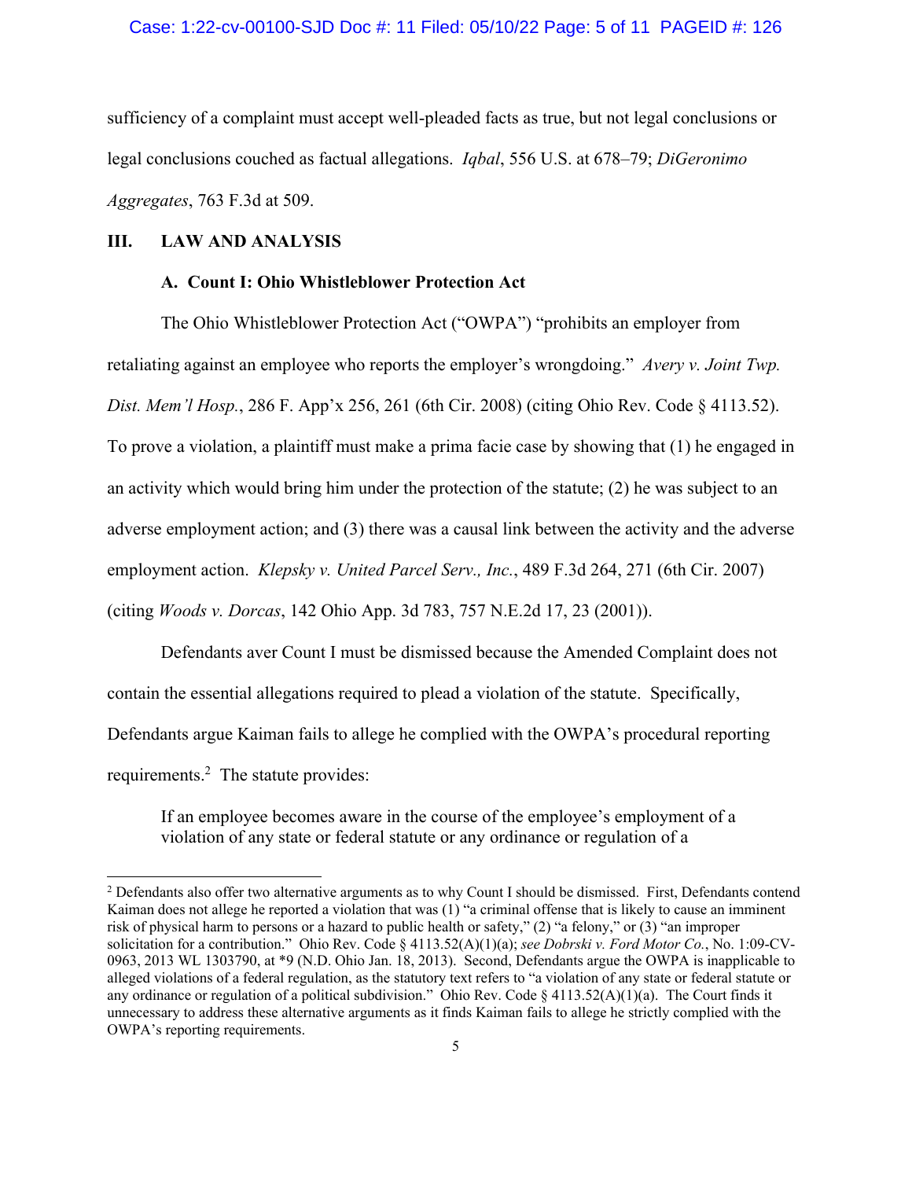sufficiency of a complaint must accept well-pleaded facts as true, but not legal conclusions or legal conclusions couched as factual allegations. *Iqbal*, 556 U.S. at 678–79; *DiGeronimo Aggregates*, 763 F.3d at 509.

## III. LAW AND ANALYSIS

### A. Count I: Ohio Whistleblower Protection Act

The Ohio Whistleblower Protection Act ("OWPA") "prohibits an employer from retaliating against an employee who reports the employer's wrongdoing." *Avery v. Joint Twp. Dist. Mem'l Hosp.*, 286 F. App'x 256, 261 (6th Cir. 2008) (citing Ohio Rev. Code § 4113.52). To prove a violation, a plaintiff must make a prima facie case by showing that (1) he engaged in an activity which would bring him under the protection of the statute; (2) he was subject to an adverse employment action; and (3) there was a causal link between the activity and the adverse employment action. *Klepsky v. United Parcel Serv., Inc.*, 489 F.3d 264, 271 (6th Cir. 2007) (citing *Woods v. Dorcas*, 142 Ohio App. 3d 783, 757 N.E.2d 17, 23 (2001)).

Defendants aver Count I must be dismissed because the Amended Complaint does not contain the essential allegations required to plead a violation of the statute. Specifically, Defendants argue Kaiman fails to allege he complied with the OWPA's procedural reporting requirements.[2] The statute provides:

> If an employee becomes aware in the course of the employee's employment of a violation of any state or federal statute or any ordinance or regulation of a

[2] Defendants also offer two alternative arguments as to why Count I should be dismissed. First, Defendants contend Kaiman does not allege he reported a violation that was (1) "a criminal offense that is likely to cause an imminent risk of physical harm to persons or a hazard to public health or safety," (2) "a felony," or (3) "an improper solicitation for a contribution." Ohio Rev. Code § 4113.52(A)(1)(a); *see Dobrski v. Ford Motor Co.*, No. 1:09-CV-0963, 2013 WL 1303790, at *9 (N.D. Ohio Jan. 18, 2013). Second, Defendants argue the OWPA is inapplicable to alleged violations of a federal regulation, as the statutory text refers to "a violation of any state or federal statute or any ordinance or regulation of a political subdivision." Ohio Rev. Code § 4113.52(A)(1)(a). The Court finds it unnecessary to address these alternative arguments as it finds Kaiman fails to allege he strictly complied with the OWPA's reporting requirements.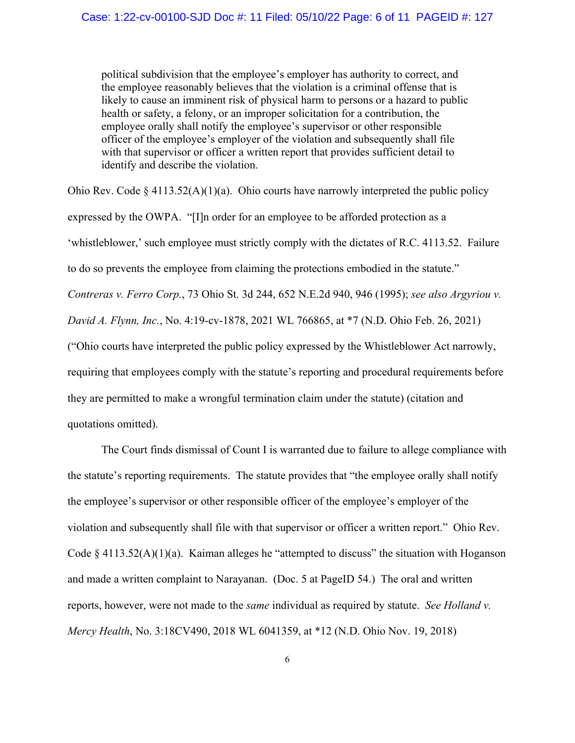> political subdivision that the employee's employer has authority to correct, and the employee reasonably believes that the violation is a criminal offense that is likely to cause an imminent risk of physical harm to persons or a hazard to public health or safety, a felony, or an improper solicitation for a contribution, the employee orally shall notify the employee's supervisor or other responsible officer of the employee's employer of the violation and subsequently shall file with that supervisor or officer a written report that provides sufficient detail to identify and describe the violation.

Ohio Rev. Code § 4113.52(A)(1)(a). Ohio courts have narrowly interpreted the public policy expressed by the OWPA. "[I]n order for an employee to be afforded protection as a 'whistleblower,' such employee must strictly comply with the dictates of R.C. 4113.52. Failure to do so prevents the employee from claiming the protections embodied in the statute." *Contreras v. Ferro Corp.*, 73 Ohio St. 3d 244, 652 N.E.2d 940, 946 (1995); *see also Argyriou v. David A. Flynn, Inc.*, No. 4:19-cv-1878, 2021 WL 766865, at *7 (N.D. Ohio Feb. 26, 2021) ("Ohio courts have interpreted the public policy expressed by the Whistleblower Act narrowly, requiring that employees comply with the statute's reporting and procedural requirements before they are permitted to make a wrongful termination claim under the statute) (citation and quotations omitted).

The Court finds dismissal of Count I is warranted due to failure to allege compliance with the statute's reporting requirements. The statute provides that "the employee orally shall notify the employee's supervisor or other responsible officer of the employee's employer of the violation and subsequently shall file with that supervisor or officer a written report." Ohio Rev. Code § 4113.52(A)(1)(a). Kaiman alleges he "attempted to discuss" the situation with Hoganson and made a written complaint to Narayanan. (Doc. 5 at PageID 54.) The oral and written reports, however, were not made to the *same* individual as required by statute. *See Holland v. Mercy Health*, No. 3:18CV490, 2018 WL 6041359, at *12 (N.D. Ohio Nov. 19, 2018)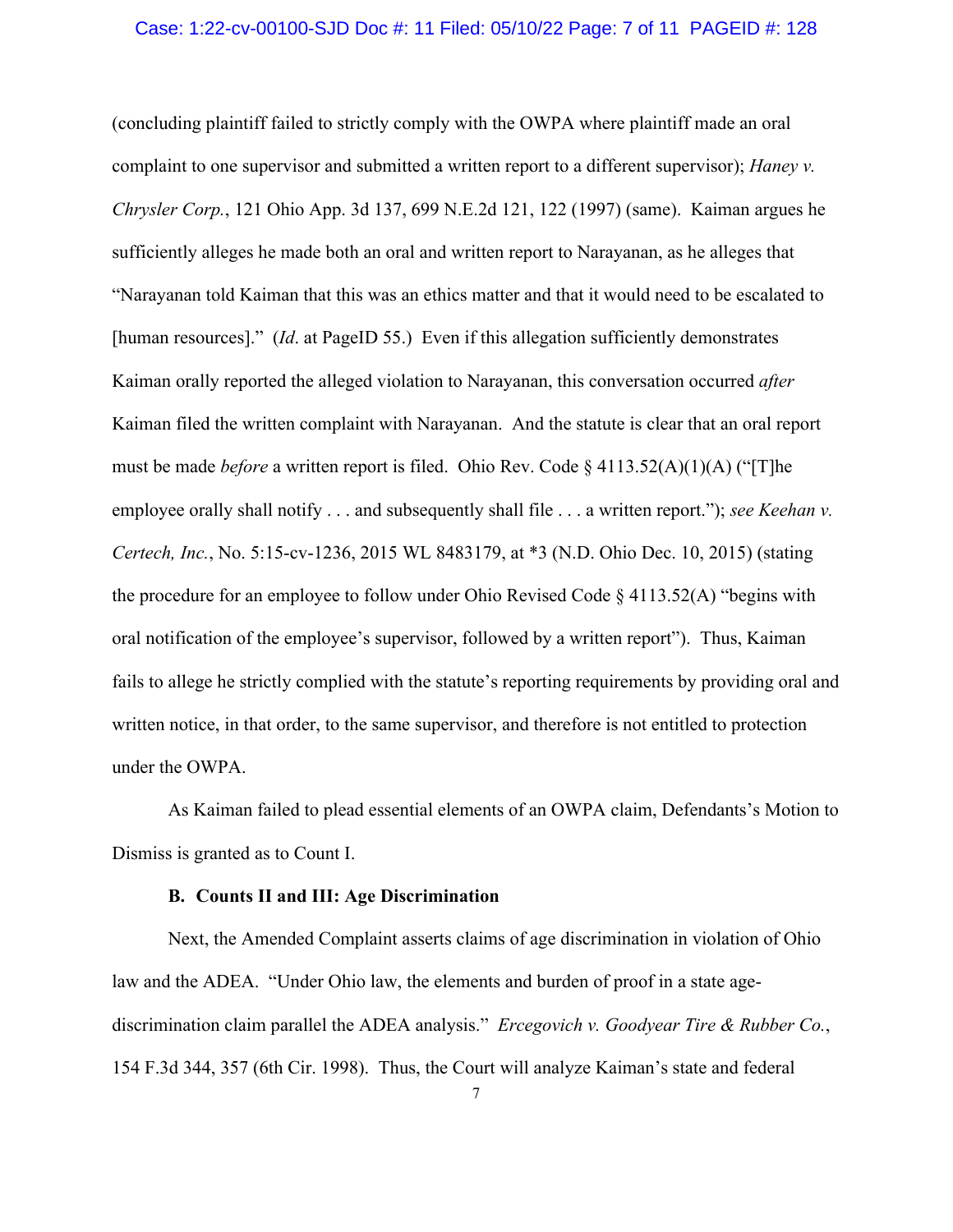(concluding plaintiff failed to strictly comply with the OWPA where plaintiff made an oral complaint to one supervisor and submitted a written report to a different supervisor); *Haney v. Chrysler Corp.*, 121 Ohio App. 3d 137, 699 N.E.2d 121, 122 (1997) (same). Kaiman argues he sufficiently alleges he made both an oral and written report to Narayanan, as he alleges that "Narayanan told Kaiman that this was an ethics matter and that it would need to be escalated to [human resources]." (*Id*. at PageID 55.) Even if this allegation sufficiently demonstrates Kaiman orally reported the alleged violation to Narayanan, this conversation occurred *after* Kaiman filed the written complaint with Narayanan. And the statute is clear that an oral report must be made *before* a written report is filed. Ohio Rev. Code § 4113.52(A)(1)(A) ("[T]he employee orally shall notify . . . and subsequently shall file . . . a written report."); *see Keehan v. Certech, Inc.*, No. 5:15-cv-1236, 2015 WL 8483179, at *3 (N.D. Ohio Dec. 10, 2015) (stating the procedure for an employee to follow under Ohio Revised Code § 4113.52(A) "begins with oral notification of the employee's supervisor, followed by a written report"). Thus, Kaiman fails to allege he strictly complied with the statute's reporting requirements by providing oral and written notice, in that order, to the same supervisor, and therefore is not entitled to protection under the OWPA.

As Kaiman failed to plead essential elements of an OWPA claim, Defendants's Motion to Dismiss is granted as to Count I.

**B. Counts II and III: Age Discrimination**

Next, the Amended Complaint asserts claims of age discrimination in violation of Ohio law and the ADEA. "Under Ohio law, the elements and burden of proof in a state age-discrimination claim parallel the ADEA analysis." *Ercegovich v. Goodyear Tire & Rubber Co.*, 154 F.3d 344, 357 (6th Cir. 1998). Thus, the Court will analyze Kaiman's state and federal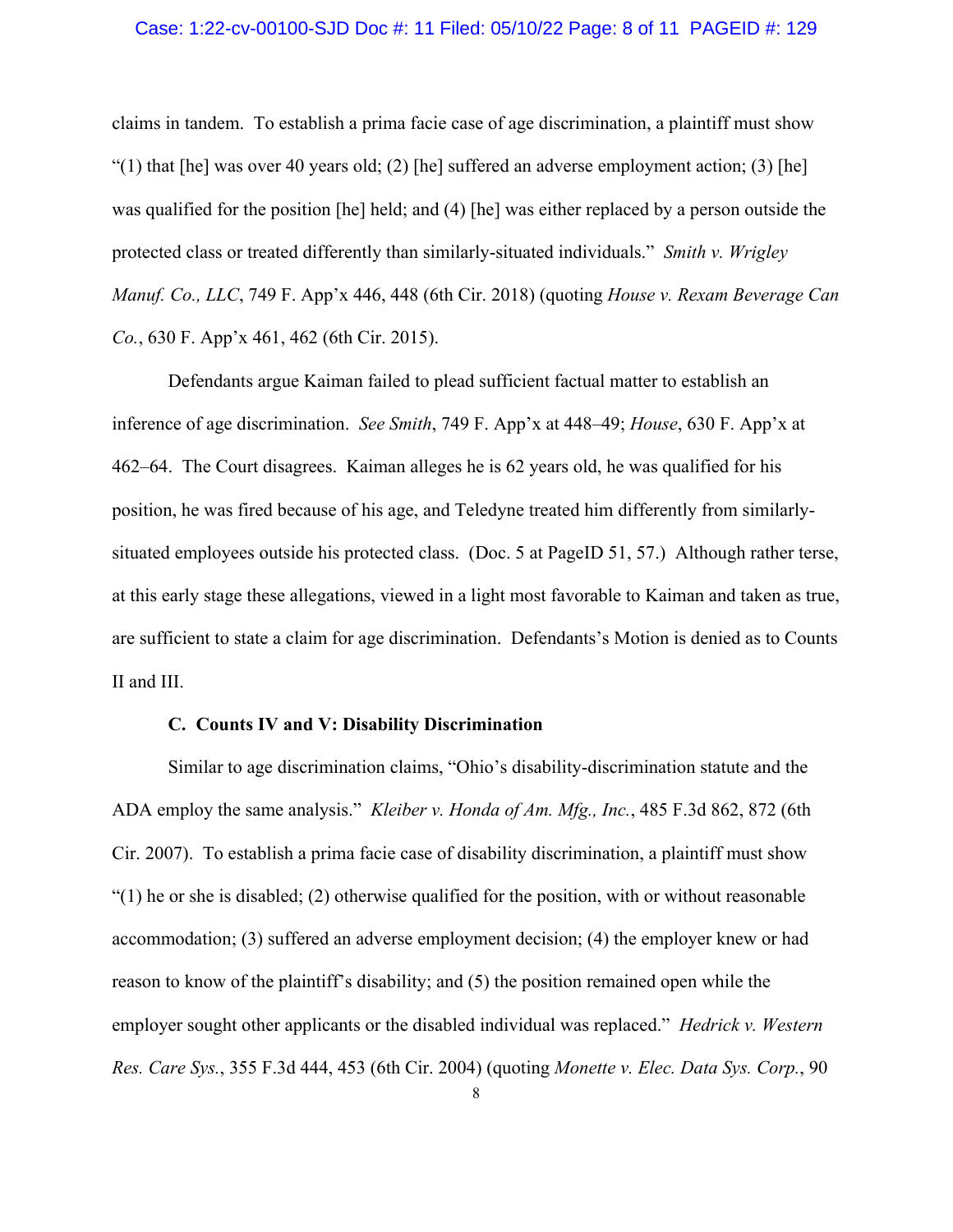claims in tandem. To establish a prima facie case of age discrimination, a plaintiff must show "(1) that [he] was over 40 years old; (2) [he] suffered an adverse employment action; (3) [he] was qualified for the position [he] held; and (4) [he] was either replaced by a person outside the protected class or treated differently than similarly-situated individuals." *Smith v. Wrigley Manuf. Co., LLC*, 749 F. App'x 446, 448 (6th Cir. 2018) (quoting *House v. Rexam Beverage Can Co.*, 630 F. App'x 461, 462 (6th Cir. 2015).

Defendants argue Kaiman failed to plead sufficient factual matter to establish an inference of age discrimination. *See Smith*, 749 F. App'x at 448–49; *House*, 630 F. App'x at 462–64. The Court disagrees. Kaiman alleges he is 62 years old, he was qualified for his position, he was fired because of his age, and Teledyne treated him differently from similarly-situated employees outside his protected class. (Doc. 5 at PageID 51, 57.) Although rather terse, at this early stage these allegations, viewed in a light most favorable to Kaiman and taken as true, are sufficient to state a claim for age discrimination. Defendants's Motion is denied as to Counts II and III.

### C. Counts IV and V: Disability Discrimination

Similar to age discrimination claims, "Ohio's disability-discrimination statute and the ADA employ the same analysis." *Kleiber v. Honda of Am. Mfg., Inc.*, 485 F.3d 862, 872 (6th Cir. 2007). To establish a prima facie case of disability discrimination, a plaintiff must show "(1) he or she is disabled; (2) otherwise qualified for the position, with or without reasonable accommodation; (3) suffered an adverse employment decision; (4) the employer knew or had reason to know of the plaintiff's disability; and (5) the position remained open while the employer sought other applicants or the disabled individual was replaced." *Hedrick v. Western Res. Care Sys.*, 355 F.3d 444, 453 (6th Cir. 2004) (quoting *Monette v. Elec. Data Sys. Corp.*, 90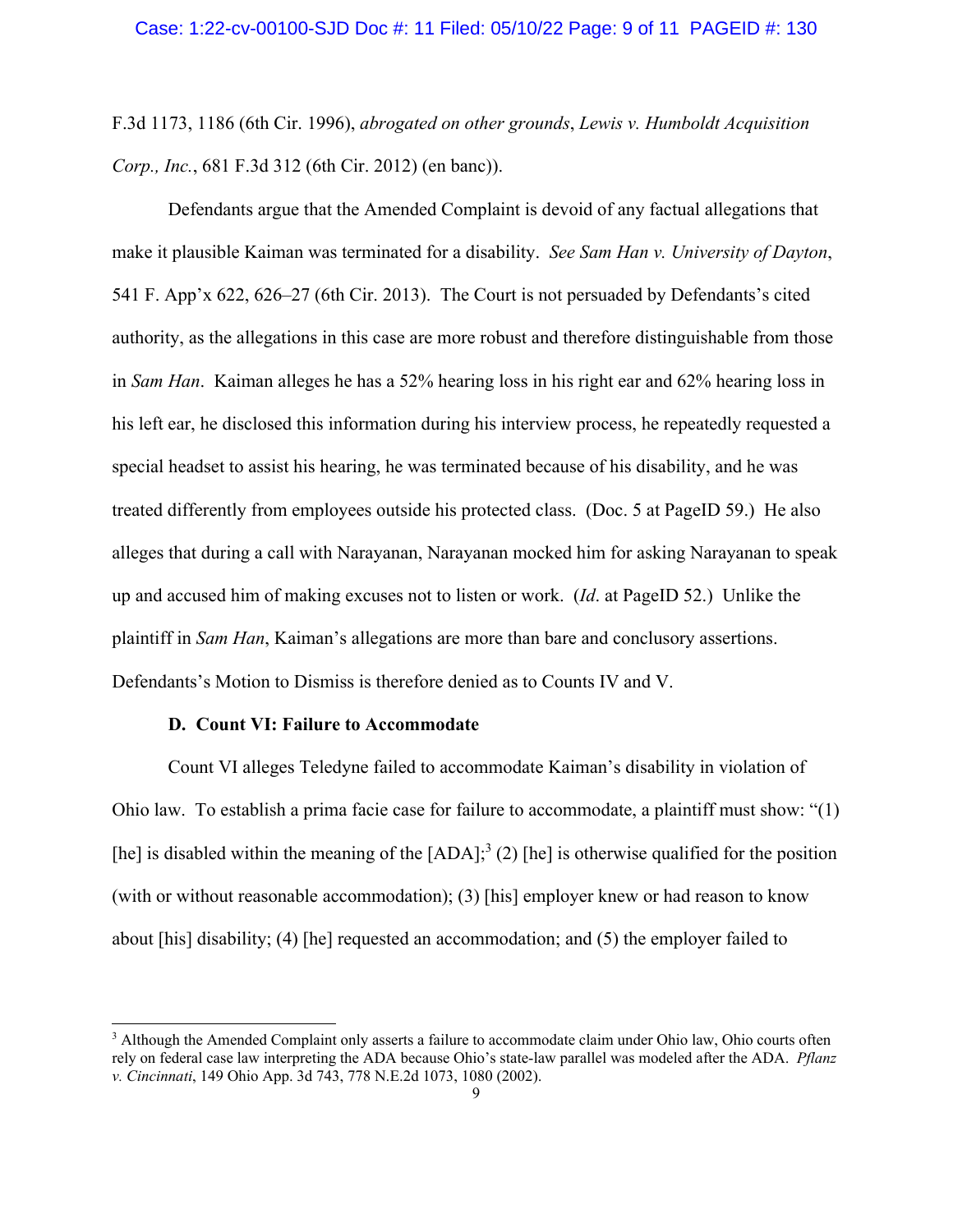F.3d 1173, 1186 (6th Cir. 1996), *abrogated on other grounds*, *Lewis v. Humboldt Acquisition Corp., Inc.*, 681 F.3d 312 (6th Cir. 2012) (en banc)).

Defendants argue that the Amended Complaint is devoid of any factual allegations that make it plausible Kaiman was terminated for a disability. *See Sam Han v. University of Dayton*, 541 F. App'x 622, 626–27 (6th Cir. 2013). The Court is not persuaded by Defendants's cited authority, as the allegations in this case are more robust and therefore distinguishable from those in *Sam Han*. Kaiman alleges he has a 52% hearing loss in his right ear and 62% hearing loss in his left ear, he disclosed this information during his interview process, he repeatedly requested a special headset to assist his hearing, he was terminated because of his disability, and he was treated differently from employees outside his protected class. (Doc. 5 at PageID 59.) He also alleges that during a call with Narayanan, Narayanan mocked him for asking Narayanan to speak up and accused him of making excuses not to listen or work. (*Id*. at PageID 52.) Unlike the plaintiff in *Sam Han*, Kaiman's allegations are more than bare and conclusory assertions. Defendants's Motion to Dismiss is therefore denied as to Counts IV and V.

**D. Count VI: Failure to Accommodate**

Count VI alleges Teledyne failed to accommodate Kaiman's disability in violation of Ohio law. To establish a prima facie case for failure to accommodate, a plaintiff must show: "(1) [he] is disabled within the meaning of the [ADA];[3] (2) [he] is otherwise qualified for the position (with or without reasonable accommodation); (3) [his] employer knew or had reason to know about [his] disability; (4) [he] requested an accommodation; and (5) the employer failed to

[3] Although the Amended Complaint only asserts a failure to accommodate claim under Ohio law, Ohio courts often rely on federal case law interpreting the ADA because Ohio's state-law parallel was modeled after the ADA. *Pflanz v. Cincinnati*, 149 Ohio App. 3d 743, 778 N.E.2d 1073, 1080 (2002).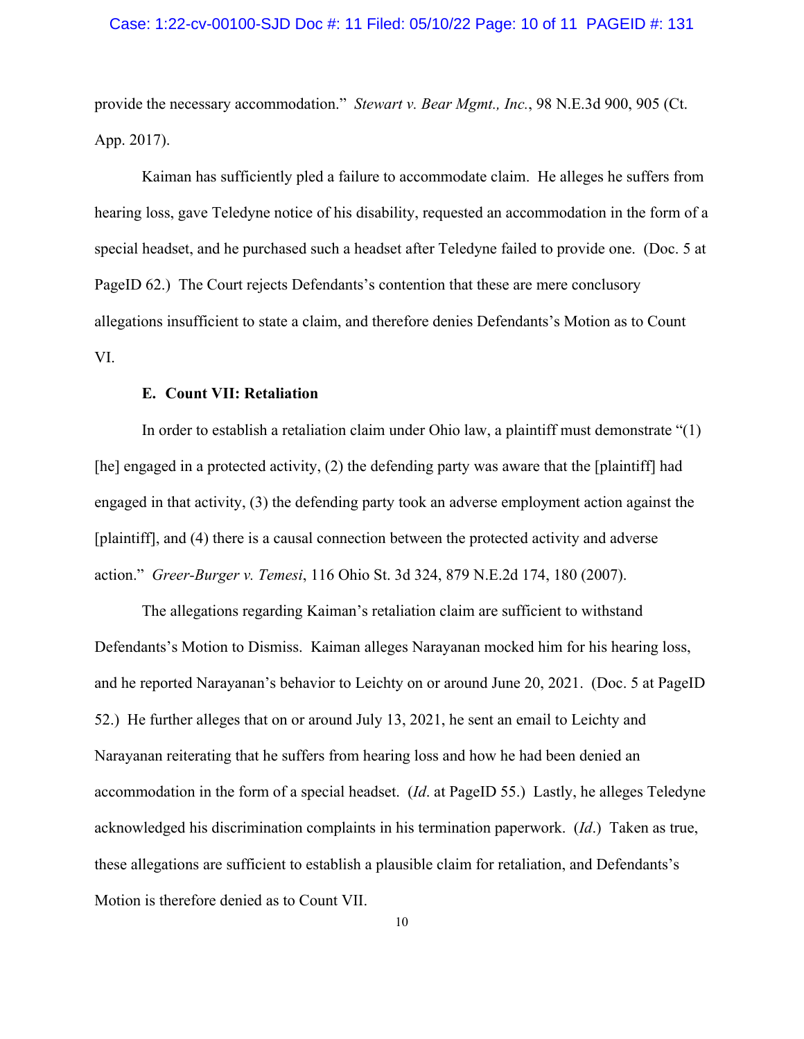provide the necessary accommodation." *Stewart v. Bear Mgmt., Inc.*, 98 N.E.3d 900, 905 (Ct. App. 2017).

Kaiman has sufficiently pled a failure to accommodate claim. He alleges he suffers from hearing loss, gave Teledyne notice of his disability, requested an accommodation in the form of a special headset, and he purchased such a headset after Teledyne failed to provide one. (Doc. 5 at PageID 62.) The Court rejects Defendants's contention that these are mere conclusory allegations insufficient to state a claim, and therefore denies Defendants's Motion as to Count VI.

**E. Count VII: Retaliation**

In order to establish a retaliation claim under Ohio law, a plaintiff must demonstrate "(1) [he] engaged in a protected activity, (2) the defending party was aware that the [plaintiff] had engaged in that activity, (3) the defending party took an adverse employment action against the [plaintiff], and (4) there is a causal connection between the protected activity and adverse action." *Greer-Burger v. Temesi*, 116 Ohio St. 3d 324, 879 N.E.2d 174, 180 (2007).

The allegations regarding Kaiman's retaliation claim are sufficient to withstand Defendants's Motion to Dismiss. Kaiman alleges Narayanan mocked him for his hearing loss, and he reported Narayanan's behavior to Leichty on or around June 20, 2021. (Doc. 5 at PageID 52.) He further alleges that on or around July 13, 2021, he sent an email to Leichty and Narayanan reiterating that he suffers from hearing loss and how he had been denied an accommodation in the form of a special headset. (*Id*. at PageID 55.) Lastly, he alleges Teledyne acknowledged his discrimination complaints in his termination paperwork. (*Id*.) Taken as true, these allegations are sufficient to establish a plausible claim for retaliation, and Defendants's Motion is therefore denied as to Count VII.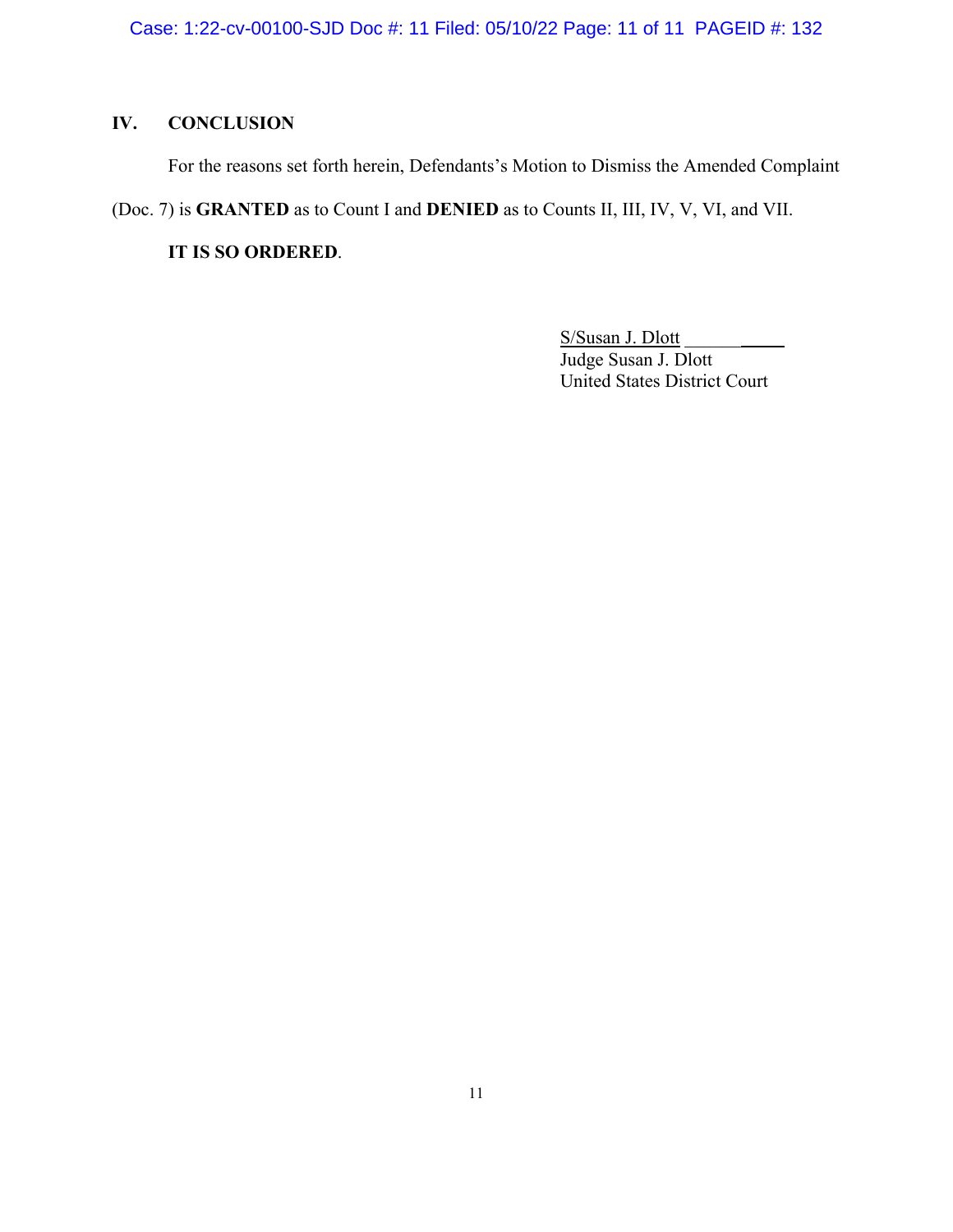## IV. CONCLUSION

For the reasons set forth herein, Defendants's Motion to Dismiss the Amended Complaint (Doc. 7) is **GRANTED** as to Count I and **DENIED** as to Counts II, III, IV, V, VI, and VII.

**IT IS SO ORDERED**.

S/Susan J. Dlott
Judge Susan J. Dlott
United States District Court